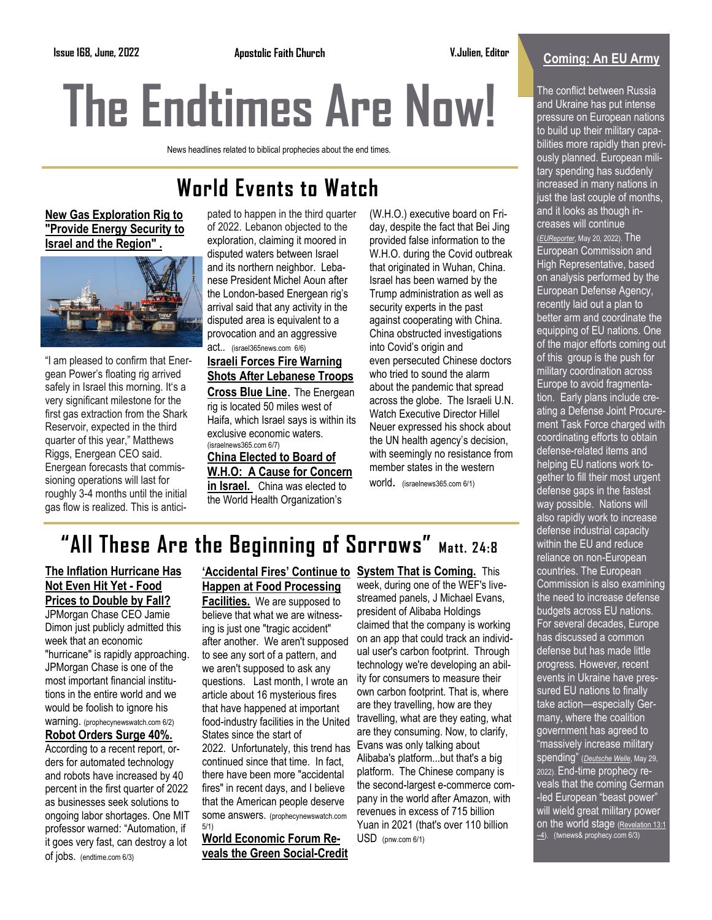Issue 168, June, 2022 — Apostolic Faith Church — V.Julien, Editor

# The Endtimes Are Now!

News headlines related to biblical prophecies about the end times.

## World Events to Watch

**New Gas Exploration Rig to "Provide Energy Security to Israel and the Region" .**

"I am pleased to confirm that Energean Power's floating rig arrived safely in Israel this morning. It's a very significant milestone for the first gas extraction from the Shark Reservoir, expected in the third quarter of this year," Matthews Riggs, Energean CEO said. Energean forecasts that commissioning operations will last for roughly 3-4 months until the initial gas flow is realized. This is anticipated to happen in the third quarter of 2022. Lebanon objected to the exploration, claiming it moored in disputed waters between Israel and its northern neighbor. Lebanese President Michel Aoun after the London-based Energean rig's arrival said that any activity in the disputed area is equivalent to a provocation and an aggressive act.. (israel365news.com 6/6)

**Israeli Forces Fire Warning Shots After Lebanese Troops Cross Blue Line.** The Energean rig is located 50 miles west of Haifa, which Israel says is within its exclusive economic waters. (israelnews365.com 6/7)

**China Elected to Board of W.H.O: A Cause for Concern in Israel.** China was elected to the World Health Organization's (W.H.O.) executive board on Friday, despite the fact that Bei Jing provided false information to the W.H.O. during the Covid outbreak that originated in Wuhan, China. Israel has been warned by the Trump administration as well as security experts in the past against cooperating with China. China obstructed investigations into Covid's origin and even persecuted Chinese doctors who tried to sound the alarm about the pandemic that spread across the globe. The Israeli U.N. Watch Executive Director Hillel Neuer expressed his shock about the UN health agency's decision, with seemingly no resistance from member states in the western world. (israelnews365.com 6/1)

## "All These Are the Beginning of Sorrows" Matt. 24:8

**The Inflation Hurricane Has Not Even Hit Yet - Food Prices to Double by Fall?** JPMorgan Chase CEO Jamie Dimon just publicly admitted this week that an economic "hurricane" is rapidly approaching. JPMorgan Chase is one of the most important financial institutions in the entire world and we would be foolish to ignore his warning. (prophecynewswatch.com 6/2)

**Robot Orders Surge 40%.** According to a recent report, orders for automated technology and robots have increased by 40 percent in the first quarter of 2022 as businesses seek solutions to ongoing labor shortages. One MIT professor warned: "Automation, if it goes very fast, can destroy a lot of jobs. (endtime.com 6/3)

**'Accidental Fires' Continue to Happen at Food Processing Facilities.** We are supposed to believe that what we are witnessing is just one "tragic accident" after another. We aren't supposed to see any sort of a pattern, and we aren't supposed to ask any questions. Last month, I wrote an article about 16 mysterious fires that have happened at important food-industry facilities in the United States since the start of 2022. Unfortunately, this trend has continued since that time. In fact, there have been more "accidental fires" in recent days, and I believe that the American people deserve some answers. (prophecynewswatch.com 5/1)

**World Economic Forum Reveals the Green Social-Credit System That is Coming.** This week, during one of the WEF's live-streamed panels, J Michael Evans, president of Alibaba Holdings claimed that the company is working on an app that could track an individual user's carbon footprint. Through technology we're developing an ability for consumers to measure their own carbon footprint. That is, where are they travelling, how are they travelling, what are they eating, what are they consuming. Now, to clarify, Evans was only talking about Alibaba's platform...but that's a big platform. The Chinese company is the second-largest e-commerce company in the world after Amazon, with revenues in excess of 715 billion Yuan in 2021 (that's over 110 billion USD (pnw.com 6/1)

## Coming: An EU Army

The conflict between Russia and Ukraine has put intense pressure on European nations to build up their military capabilities more rapidly than previously planned. European military spending has suddenly increased in many nations in just the last couple of months, and it looks as though increases will continue (*EUReporter*, May 20, 2022). The European Commission and High Representative, based on analysis performed by the European Defense Agency, recently laid out a plan to better arm and coordinate the equipping of EU nations. One of the major efforts coming out of this group is the push for military coordination across Europe to avoid fragmentation. Early plans include creating a Defense Joint Procurement Task Force charged with coordinating efforts to obtain defense-related items and helping EU nations work together to fill their most urgent defense gaps in the fastest way possible. Nations will also rapidly work to increase defense industrial capacity within the EU and reduce reliance on non-European countries. The European Commission is also examining the need to increase defense budgets across EU nations. For several decades, Europe has discussed a common defense but has made little progress. However, recent events in Ukraine have pressured EU nations to finally take action—especially Germany, where the coalition government has agreed to "massively increase military spending" (*Deutsche Welle*, May 29, 2022). End-time prophecy reveals that the coming German-led European "beast power" will wield great military power on the world stage (Revelation 13:1–4). (twnews& prophecy.com 6/3)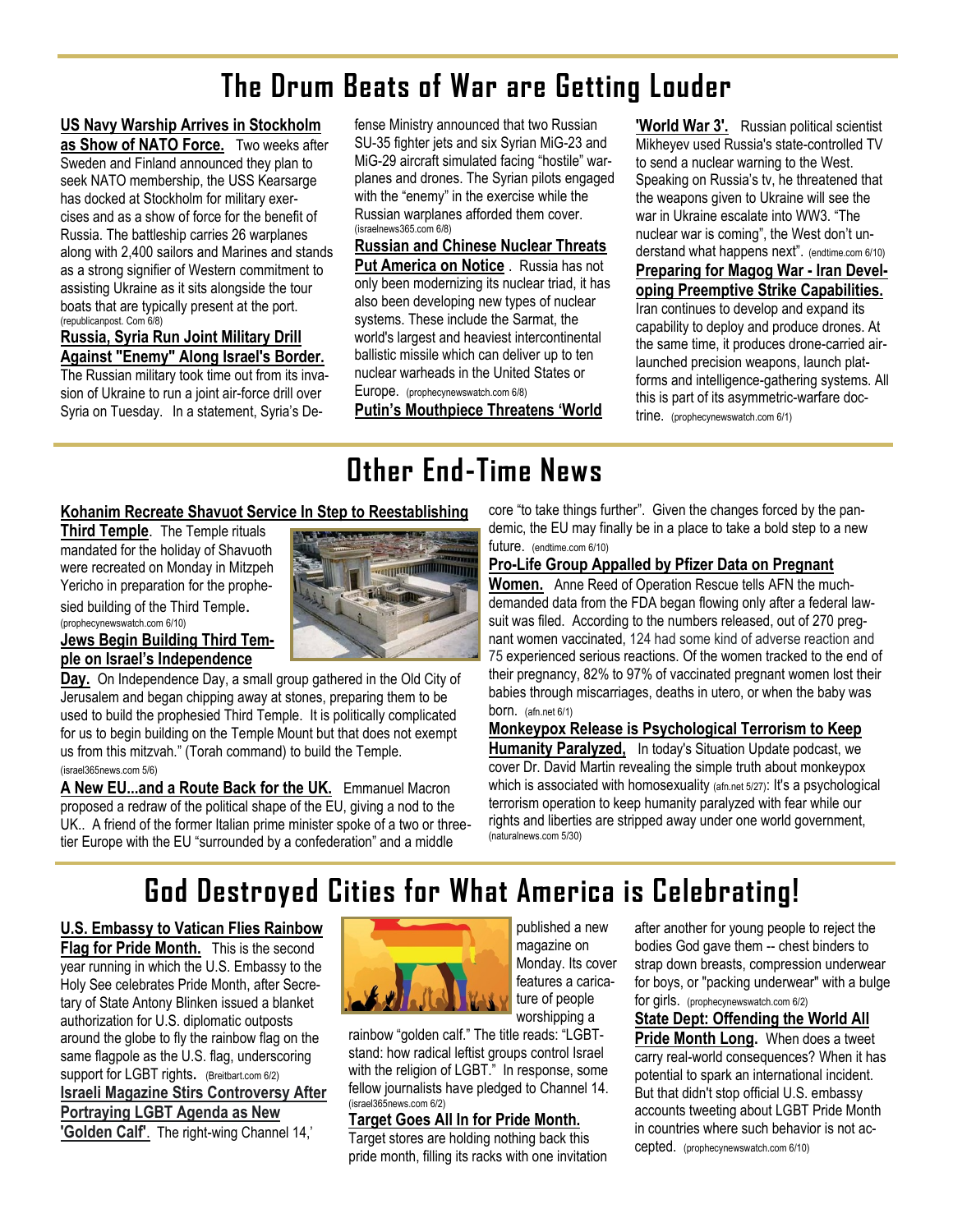# The Drum Beats of War are Getting Louder

**US Navy Warship Arrives in Stockholm as Show of NATO Force.** Two weeks after Sweden and Finland announced they plan to seek NATO membership, the USS Kearsarge has docked at Stockholm for military exercises and as a show of force for the benefit of Russia. The battleship carries 26 warplanes along with 2,400 sailors and Marines and stands as a strong signifier of Western commitment to assisting Ukraine as it sits alongside the tour boats that are typically present at the port. (republicanpost. Com 6/8)

**Russia, Syria Run Joint Military Drill Against "Enemy" Along Israel's Border.** The Russian military took time out from its invasion of Ukraine to run a joint air-force drill over Syria on Tuesday. In a statement, Syria's Defense Ministry announced that two Russian SU-35 fighter jets and six Syrian MiG-23 and MiG-29 aircraft simulated facing "hostile" warplanes and drones. The Syrian pilots engaged with the "enemy" in the exercise while the Russian warplanes afforded them cover. (israelnews365.com 6/8)

**Russian and Chinese Nuclear Threats Put America on Notice** . Russia has not only been modernizing its nuclear triad, it has also been developing new types of nuclear systems. These include the Sarmat, the world's largest and heaviest intercontinental ballistic missile which can deliver up to ten nuclear warheads in the United States or Europe. (prophecynewswatch.com 6/8)

**Putin's Mouthpiece Threatens 'World War 3'.** Russian political scientist Mikheyev used Russia's state-controlled TV to send a nuclear warning to the West. Speaking on Russia's tv, he threatened that the weapons given to Ukraine will see the war in Ukraine escalate into WW3. "The nuclear war is coming", the West don't understand what happens next". (endtime.com 6/10)

**Preparing for Magog War - Iran Developing Preemptive Strike Capabilities.** Iran continues to develop and expand its capability to deploy and produce drones. At the same time, it produces drone-carried air-launched precision weapons, launch platforms and intelligence-gathering systems. All this is part of its asymmetric-warfare doctrine. (prophecynewswatch.com 6/1)

# Other End-Time News

**Kohanim Recreate Shavuot Service In Step to Reestablishing Third Temple**. The Temple rituals mandated for the holiday of Shavuoth were recreated on Monday in Mitzpeh Yericho in preparation for the prophesied building of the Third Temple. (prophecynewswatch.com 6/10)

**Jews Begin Building Third Temple on Israel's Independence Day.** On Independence Day, a small group gathered in the Old City of Jerusalem and began chipping away at stones, preparing them to be used to build the prophesied Third Temple. It is politically complicated for us to begin building on the Temple Mount but that does not exempt us from this mitzvah." (Torah command) to build the Temple. (israel365news.com 5/6)

**A New EU...and a Route Back for the UK.** Emmanuel Macron proposed a redraw of the political shape of the EU, giving a nod to the UK.. A friend of the former Italian prime minister spoke of a two or three-tier Europe with the EU "surrounded by a confederation" and a middle core "to take things further". Given the changes forced by the pandemic, the EU may finally be in a place to take a bold step to a new future. (endtime.com 6/10)

**Pro-Life Group Appalled by Pfizer Data on Pregnant Women.** Anne Reed of Operation Rescue tells AFN the much-demanded data from the FDA began flowing only after a federal lawsuit was filed. According to the numbers released, out of 270 pregnant women vaccinated, 124 had some kind of adverse reaction and 75 experienced serious reactions. Of the women tracked to the end of their pregnancy, 82% to 97% of vaccinated pregnant women lost their babies through miscarriages, deaths in utero, or when the baby was born. (afn.net 6/1)

**Monkeypox Release is Psychological Terrorism to Keep Humanity Paralyzed,** In today's Situation Update podcast, we cover Dr. David Martin revealing the simple truth about monkeypox which is associated with homosexuality (afn.net 5/27): It's a psychological terrorism operation to keep humanity paralyzed with fear while our rights and liberties are stripped away under one world government, (naturalnews.com 5/30)

# God Destroyed Cities for What America is Celebrating!

**U.S. Embassy to Vatican Flies Rainbow Flag for Pride Month.** This is the second year running in which the U.S. Embassy to the Holy See celebrates Pride Month, after Secretary of State Antony Blinken issued a blanket authorization for U.S. diplomatic outposts around the globe to fly the rainbow flag on the same flagpole as the U.S. flag, underscoring support for LGBT rights. (Breitbart.com 6/2)

**Israeli Magazine Stirs Controversy After Portraying LGBT Agenda as New 'Golden Calf'**. The right-wing Channel 14,' published a new magazine on Monday. Its cover features a caricature of people worshipping a rainbow "golden calf." The title reads: "LGBT-stand: how radical leftist groups control Israel with the religion of LGBT." In response, some fellow journalists have pledged to Channel 14. (israel365news.com 6/2)

**Target Goes All In for Pride Month.** Target stores are holding nothing back this pride month, filling its racks with one invitation after another for young people to reject the bodies God gave them -- chest binders to strap down breasts, compression underwear for boys, or "packing underwear" with a bulge for girls. (prophecynewswatch.com 6/2)

**State Dept: Offending the World All Pride Month Long.** When does a tweet carry real-world consequences? When it has potential to spark an international incident. But that didn't stop official U.S. embassy accounts tweeting about LGBT Pride Month in countries where such behavior is not accepted. (prophecynewswatch.com 6/10)